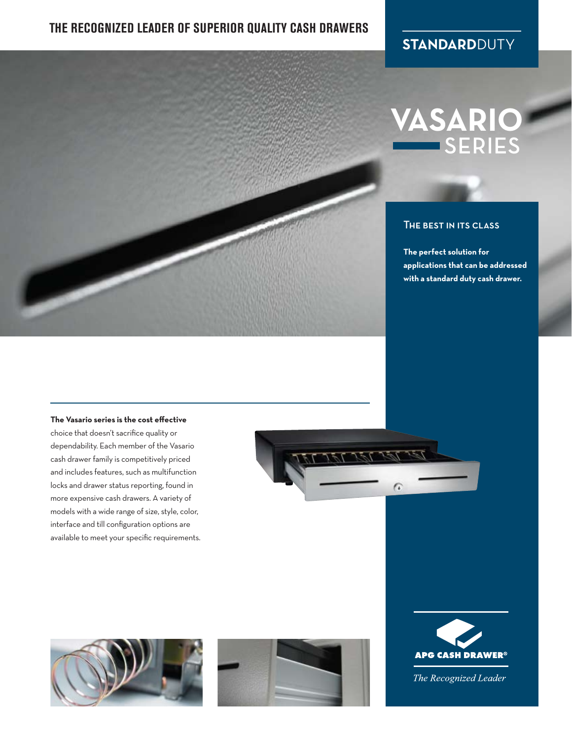# THE RECOGNIZED LEADER OF SUPERIOR QUALITY CASH DRAWERS

**STANDARD**DUTY

# VASARIO SERIES

## THE BEST IN ITS CLASS

**The perfect solution for applications that can be addressed with a standard duty cash drawer.**

**The Vasario series is the cost effective** choice that doesn't sacrifice quality or dependability. Each member of the Vasario cash drawer family is competitively priced and includes features, such as multifunction locks and drawer status reporting, found in more expensive cash drawers. A variety of models with a wide range of size, style, color, interface and till configuration options are available to meet your specific requirements.

**APG CASH DRAWER®**

*The Recognized Leader*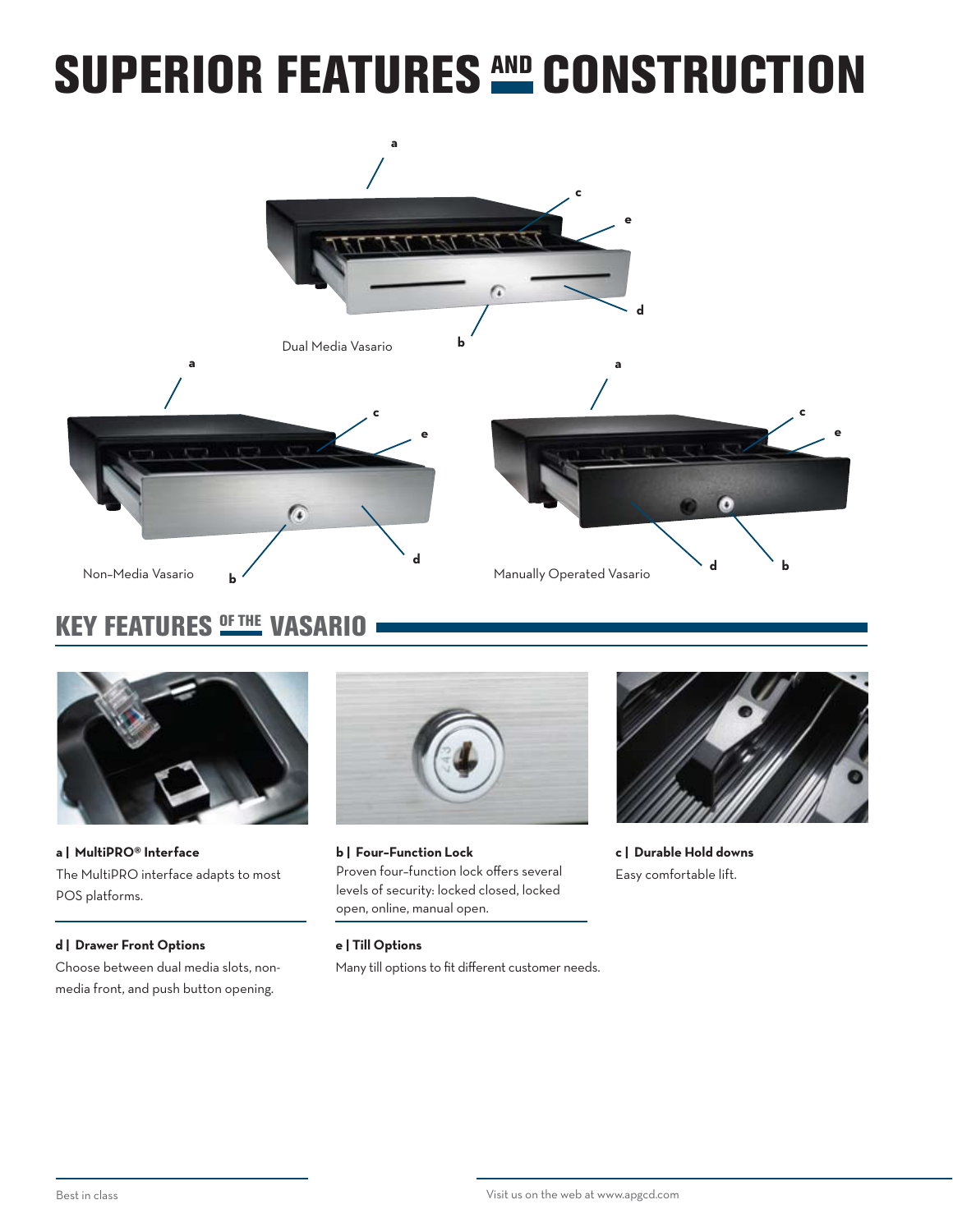# SUPERIOR FEATURES AND CONSTRUCTION

Dual Media Vasario

Non-Media Vasario

Manually Operated Vasario

## KEY FEATURES OF THE VASARIO

**a | MultiPRO® Interface**
The MultiPRO interface adapts to most POS platforms.

**b | Four-Function Lock**
Proven four-function lock offers several levels of security: locked closed, locked open, online, manual open.

**c | Durable Hold downs**
Easy comfortable lift.

**d | Drawer Front Options**
Choose between dual media slots, non-media front, and push button opening.

**e | Till Options**
Many till options to fit different customer needs.

Best in class

Visit us on the web at www.apgcd.com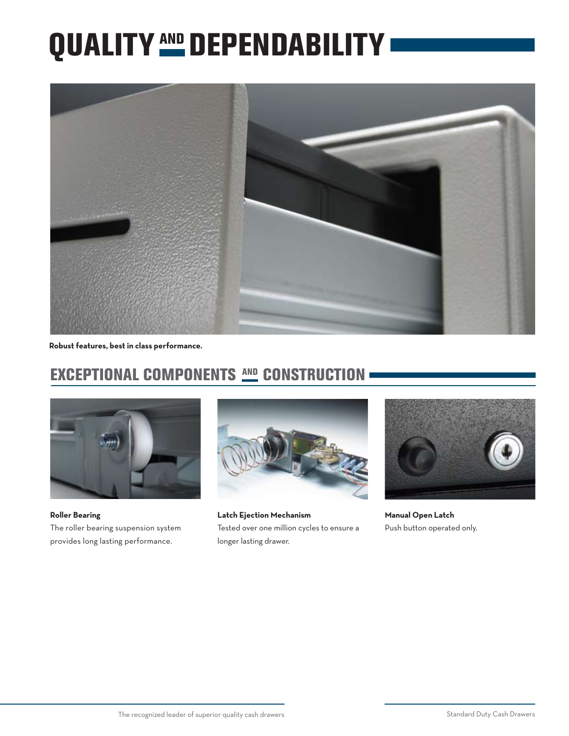# QUALITY AND DEPENDABILITY

**Robust features, best in class performance.**

## EXCEPTIONAL COMPONENTS AND CONSTRUCTION

**Roller Bearing**
The roller bearing suspension system provides long lasting performance.

**Latch Ejection Mechanism**
Tested over one million cycles to ensure a longer lasting drawer.

**Manual Open Latch**
Push button operated only.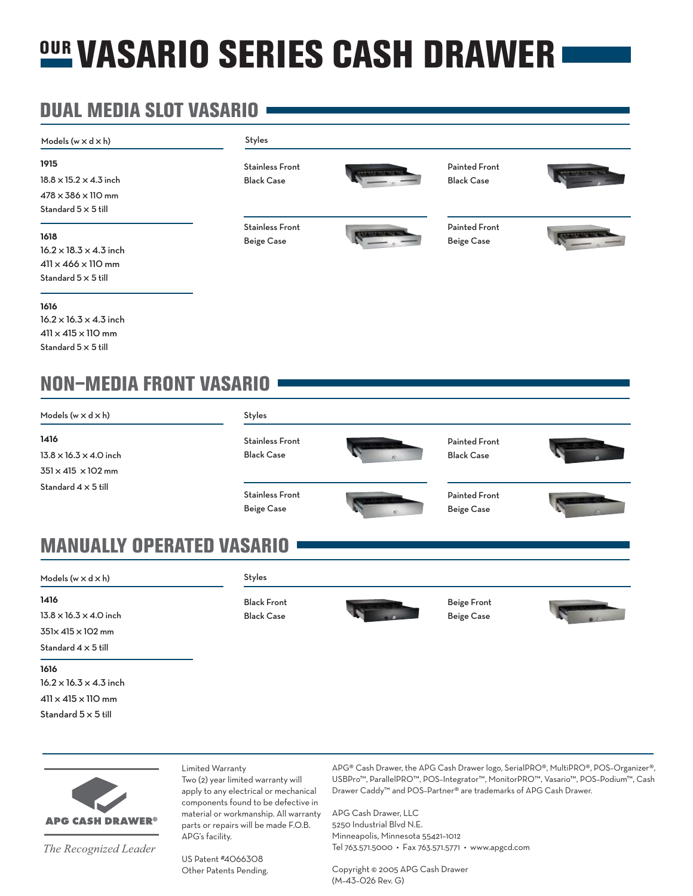# OUR VASARIO SERIES CASH DRAWER

## DUAL MEDIA SLOT VASARIO

| Models (w × d × h) | Styles | |
|---|---|---|
| **1915**<br>18.8 × 15.2 × 4.3 inch<br>478 × 386 × 110 mm<br>Standard 5 × 5 till | Stainless Front<br>Black Case | Painted Front<br>Black Case |
| **1618**<br>16.2 × 18.3 × 4.3 inch<br>411 × 466 × 110 mm<br>Standard 5 × 5 till | Stainless Front<br>Beige Case | Painted Front<br>Beige Case |
| **1616**<br>16.2 × 16.3 × 4.3 inch<br>411 × 415 × 110 mm<br>Standard 5 × 5 till | | |

## NON–MEDIA FRONT VASARIO

| Models (w × d × h) | Styles | |
|---|---|---|
| **1416**<br>13.8 × 16.3 × 4.0 inch<br>351 × 415 × 102 mm<br>Standard 4 × 5 till | Stainless Front<br>Black Case | Painted Front<br>Black Case |
| | Stainless Front<br>Beige Case | Painted Front<br>Beige Case |

## MANUALLY OPERATED VASARIO

| Models (w × d × h) | Styles | |
|---|---|---|
| **1416**<br>13.8 × 16.3 × 4.0 inch<br>351× 415 × 102 mm<br>Standard 4 × 5 till | Black Front<br>Black Case | Beige Front<br>Beige Case |
| **1616**<br>16.2 × 16.3 × 4.3 inch<br>411 × 415 × 110 mm<br>Standard 5 × 5 till | | |

APG CASH DRAWER®

*The Recognized Leader*

Limited Warranty
Two (2) year limited warranty will apply to any electrical or mechanical components found to be defective in material or workmanship. All warranty parts or repairs will be made F.O.B. APG's facility.

US Patent #4066308
Other Patents Pending.

APG® Cash Drawer, the APG Cash Drawer logo, SerialPRO®, MultiPRO®, POS-Organizer®, USBPro™, ParallelPRO™, POS-Integrator™, MonitorPRO™, Vasario™, POS-Podium™, Cash Drawer Caddy™ and POS-Partner® are trademarks of APG Cash Drawer.

APG Cash Drawer, LLC
5250 Industrial Blvd N.E.
Minneapolis, Minnesota 55421-1012
Tel 763.571.5000 • Fax 763.571.5771 • www.apgcd.com

Copyright © 2005 APG Cash Drawer
(M-43-026 Rev. G)